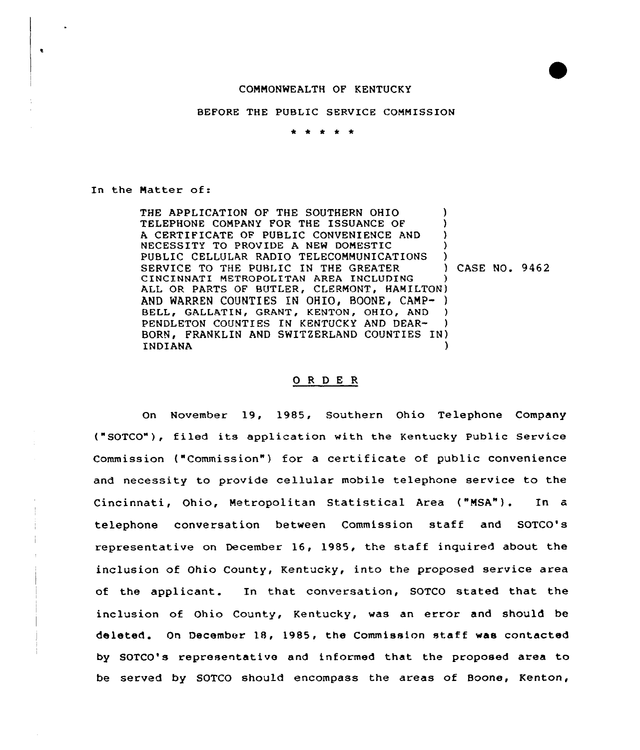COMMONWEALTH OF KENTUCKY

BEFORE THE PUBLIC SERVICE COMMISSION

\* \* \* \* \*

In the Matter of:

THE APPLICATION OF THE SOUTHERN OHIO TELEPHONE COMPANY FOR THE ISSUANCE OF A CERTIFICATE OF PUBLIC CONVENIENCE AND NECESSITY TO PROVIDE A NEW DOMESTIC PUBLIC CELLULAR RADIO TELECOMMUNICATIONS SERVICE TO THE PUBLIC IN THE GREATER CINCINNATI METROPOLITAN AREA INCLUDING ALL OR PARTS OF BUTLER, CLERMONT, HAMILTON AND WARREN COUNTIES IN OHIO, BOONE, CAMPBELL, GALLATIN, GRANT, KENTON, OHIO, AND PENDLETON COUNTIES IN KENTUCKY AND DEARBORN, FRANKLIN AND SWITZERLAND COUNTIES IN INDIANA ) CASE NO. 9462

## ORDER

On November 19, 1985, Southern Ohio Telephone Company ("SOTCO"), filed its application with the Kentucky Public Service Commission ("Commission") for a certificate of public convenience and necessity to provide cellular mobile telephone service to the Cincinnati, Ohio, Metropolitan Statistical Area ("MSA"). In a telephone conversation between Commission staff and SOTCO's representative on December 16, 1985, the staff inquired about the inclusion of Ohio County, Kentucky, into the proposed service area of the applicant. In that conversation, SOTCO stated that the inclusion of Ohio County, Kentucky, was an error and should be deleted. On December 18, 1985, the Commission staff was contacted by SOTCO's representative and informed that the proposed area to be served by SOTCO should encompass the areas of Boone, Kenton,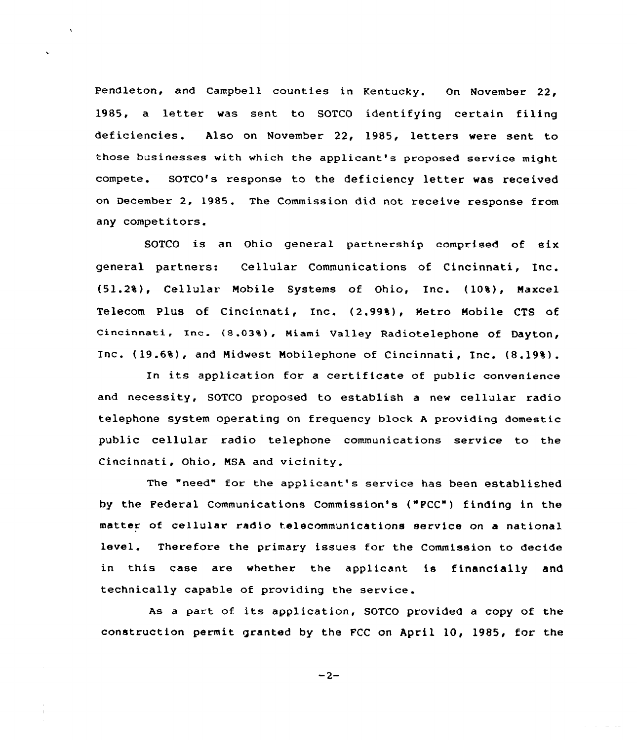Pendleton, and Campbell counties in Kentucky. On November 22, 1985, a letter was sent to SOTCO identifying certain filing deficiencies. Also on November 22, 1985, letters were sent to those businesses with which the applicant's proposed service might compete. SOTCO's response to the deficiency letter was received on December 2, 1985. The Commission did not receive response from any competitors.

SOTCO is an Ohio general partnership comprised of six general partners: Cellular Communications of Cincinnati, Inc. (51.2%), Cellular Mobile Systems of Ohio, Inc. (10%), Maxcel Telecom Plus of Cincinnati, Inc. (2.99%), Metro Mobile CTS of Cincinnati, Inc. (8.03%), Miami Valley Radiotelephone of Dayton, Inc. (19.6%), and Midwest Mobilephone of Cincinnati, Inc. (8.19%).

In its application for a certificate of public convenience and necessity, SOTCO proposed to establish a new cellular radio telephone system operating on frequency block A providing domestic public cellular radio telephone communications service to the Cincinnati, Ohio, MSA and vicinity.

The "need" for the applicant's service has been established by the Federal Communications Commission's ("FCC") finding in the matter of cellular radio telecommunications service on a national level. Therefore the primary issues for the Commission to decide in this case are whether the applicant is financially and technically capable of providing the service.

As a part of its application, SOTCO provided a copy of the construction permit granted by the FCC on April 10, 1985, for the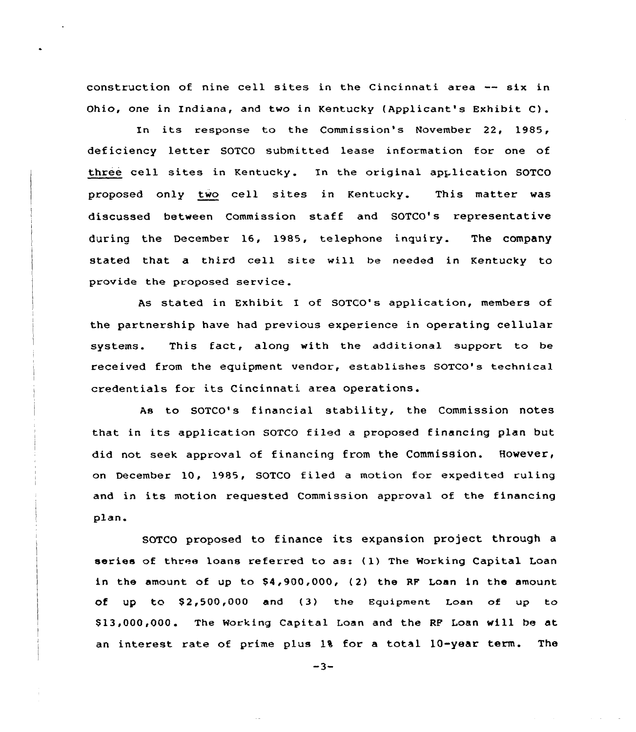construction of nine cell sites in the Cincinnati area -- six in Ohio, one in Indiana, and two in Kentucky (Applicant's Exhibit C).

In its response to the Commission's November 22, 1985, deficiency letter SOTCO submitted lease information for one of three cell sites in Kentucky. In the original application SOTCO proposed only two cell sites in Kentucky. This matter was discussed between Commission staff and SOTCO's representative during the December 16, 1985, telephone inquiry. The company stated that a third cell site will be needed in Kentucky to provide the proposed service.

As stated in Exhibit I of SOTCO's application, members of the partnership have had previous experience in operating cellular systems. This fact, along with the additional support to be received from the equipment vendor, establishes SOTCO's technical credentials for its Cincinnati area operations.

As to SOTCO's financial stability, the Commission notes that in its application SOTCO filed a proposed financing plan but did not seek approval of financing from the Commission. However, on December 10, 1985, SOTCO filed a motion for expedited ruling and in its motion requested Commission approval of the financing plan.

SOTCO proposed to finance its expansion project through a series of three loans referred to as: (1) The Working Capital Loan in the amount of up to $4,900,000, (2) the RF Loan in the amount of up to $2,500,000 and (3) the Equipment Loan of up to $13,000,000. The Working Capital Loan and the RF Loan will be at an interest rate of prime plus 1% for a total 10-year term. The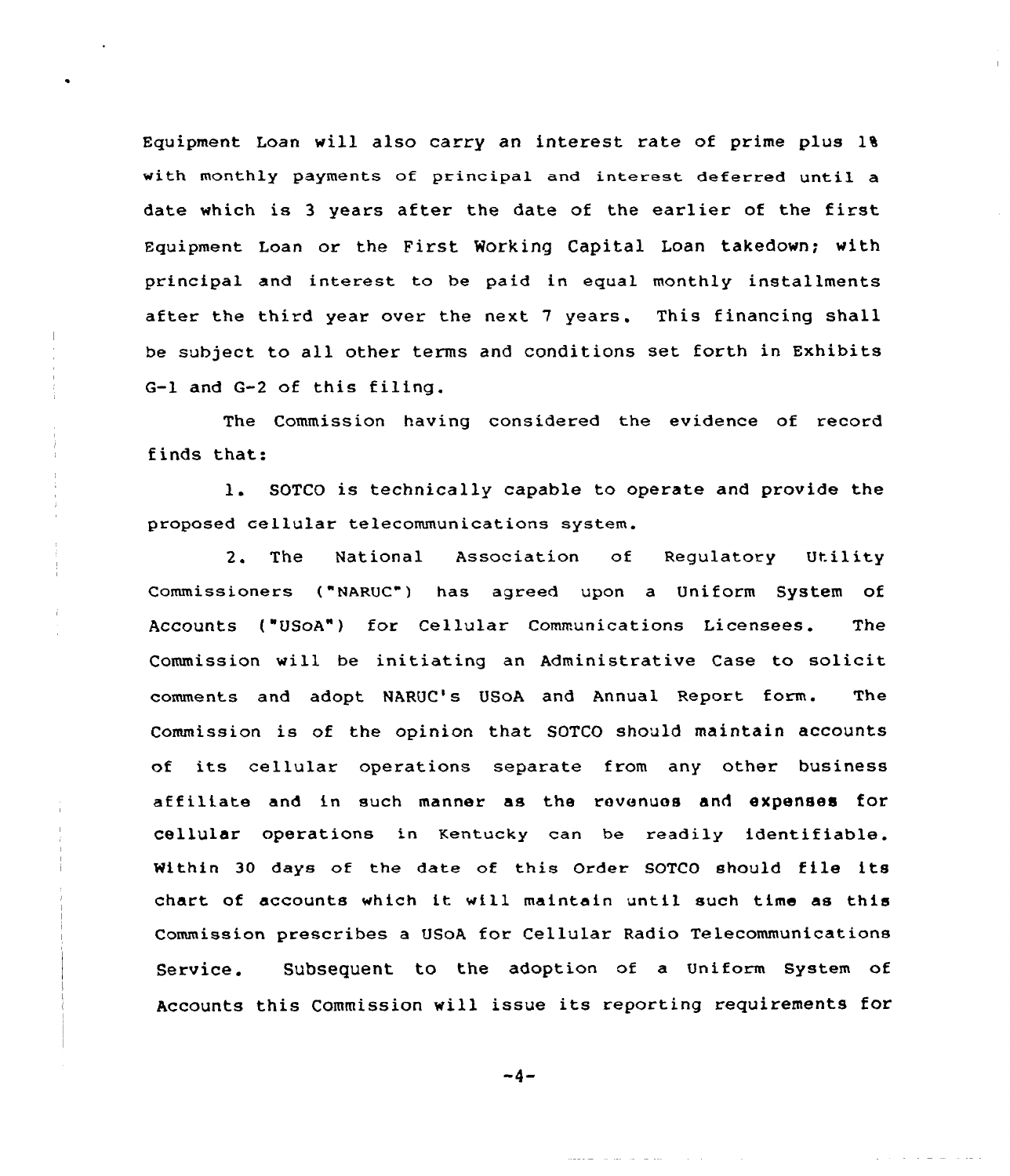Equipment Loan will also carry an interest rate of prime plus 1% with monthly payments of principal and interest deferred until a date which is 3 years after the date of the earlier of the first Equipment Loan or the First Working Capital Loan takedown; with principal and interest to be paid in equal monthly installments after the third year over the next 7 years. This financing shall be subject to all other terms and conditions set forth in Exhibits G-1 and G-2 of this filing.

The Commission having considered the evidence of record finds that:

1. SOTCO is technically capable to operate and provide the proposed cellular telecommunications system.

2. The National Association of Regulatory Utility Commissioners ("NARUC") has agreed upon a Uniform System of Accounts ("USoA") for Cellular Communications Licensees. The Commission will be initiating an Administrative Case to solicit comments and adopt NARUC's USoA and Annual Report form. The Commission is of the opinion that SOTCO should maintain accounts of its cellular operations separate from any other business affiliate and in such manner as the revenues and expenses for cellular operations in Kentucky can be readily identifiable. Within 30 days of the date of this Order SOTCO should file its chart of accounts which it will maintain until such time as this Commission prescribes a USoA for Cellular Radio Telecommunications Service. Subsequent to the adoption of a Uniform System of Accounts this Commission will issue its reporting requirements for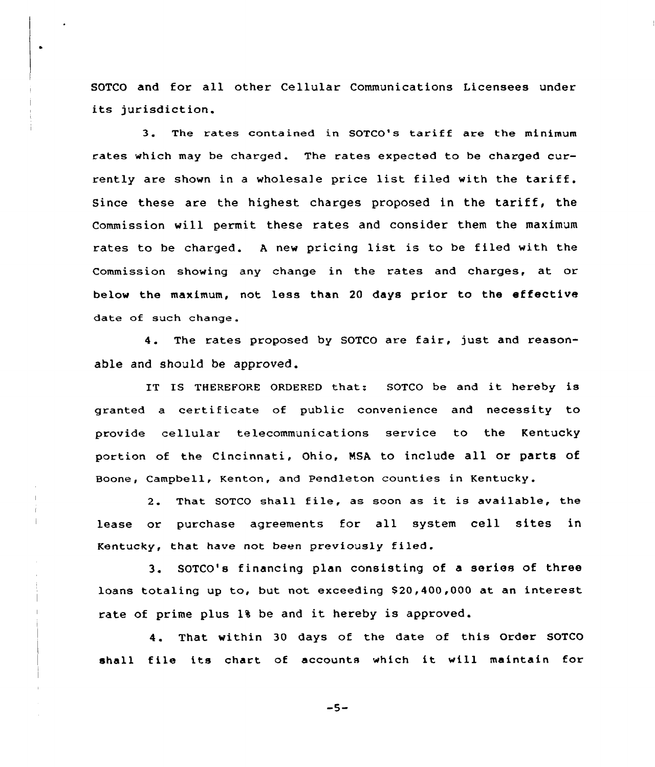SOTCO and for all other Cellular Communications Licensees under its jurisdiction.

3. The rates contained in SOTCO's tariff are the minimum rates which may be charged. The rates expected to be charged currently are shown in a wholesale price list filed with the tariff. Since these are the highest charges proposed in the tariff, the Commission will permit these rates and consider them the maximum rates to be charged. A new pricing list is to be filed with the Commission showing any change in the rates and charges, at or below the maximum, not less than 20 days prior to the effective date of such change.

4. The rates proposed by SOTCO are fair, just and reasonable and should be approved.

IT IS THEREFORE ORDERED that: SOTCO be and it hereby is granted a certificate of public convenience and necessity to provide cellular telecommunications service to the Kentucky portion of the Cincinnati, Ohio, MSA to include all or parts of Boone, Campbell, Kenton, and Pendleton counties in Kentucky.

2. That SOTCO shall file, as soon as it is available, the lease or purchase agreements for all system cell sites in Kentucky, that have not been previously filed.

3. SOTCO's financing plan consisting of a series of three loans totaling up to, but not exceeding $20,400,000 at an interest rate of prime plus 1% be and it hereby is approved.

4. That within 30 days of the date of this Order SOTCO shall file its chart of accounts which it will maintain for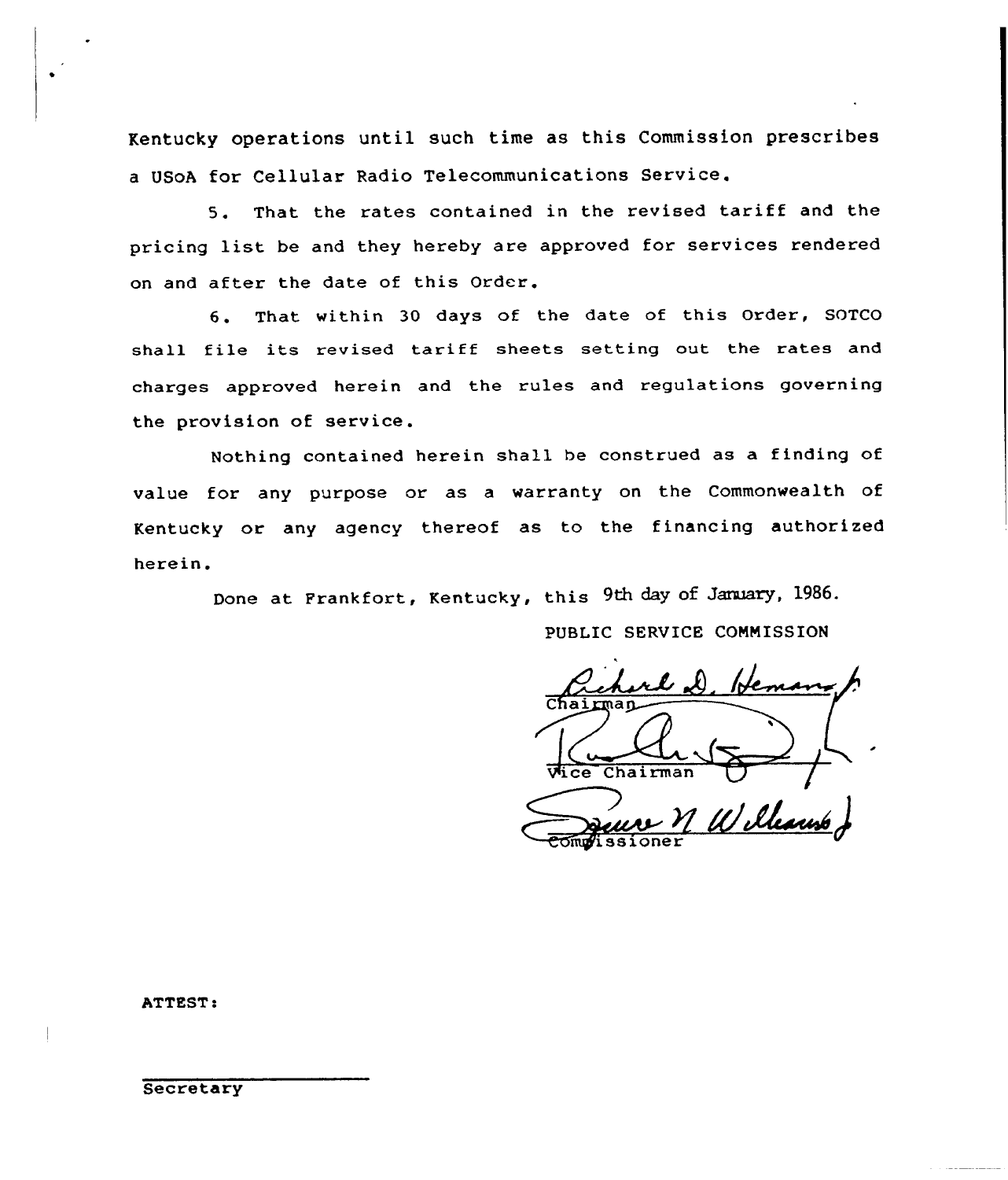Kentucky operations until such time as this Commission prescribes a USoA for Cellular Radio Telecommunications Service.

5. That the rates contained in the revised tariff and the pricing list be and they hereby are approved for services rendered on and after the date of this Order.

6. That within 30 days of the date of this Order, SOTCO shall file its revised tariff sheets setting out the rates and charges approved herein and the rules and regulations governing the provision of service.

Nothing contained herein shall be construed as a finding of value for any purpose or as a warranty on the Commonwealth of Kentucky or any agency thereof as to the financing authorized herein.

Done at Frankfort, Kentucky, this 9th day of January, 1986.

PUBLIC SERVICE COMMISSION

Richard D. Heman, Jr.
Chairman

Vice Chairman

Commissioner

ATTEST:

Secretary